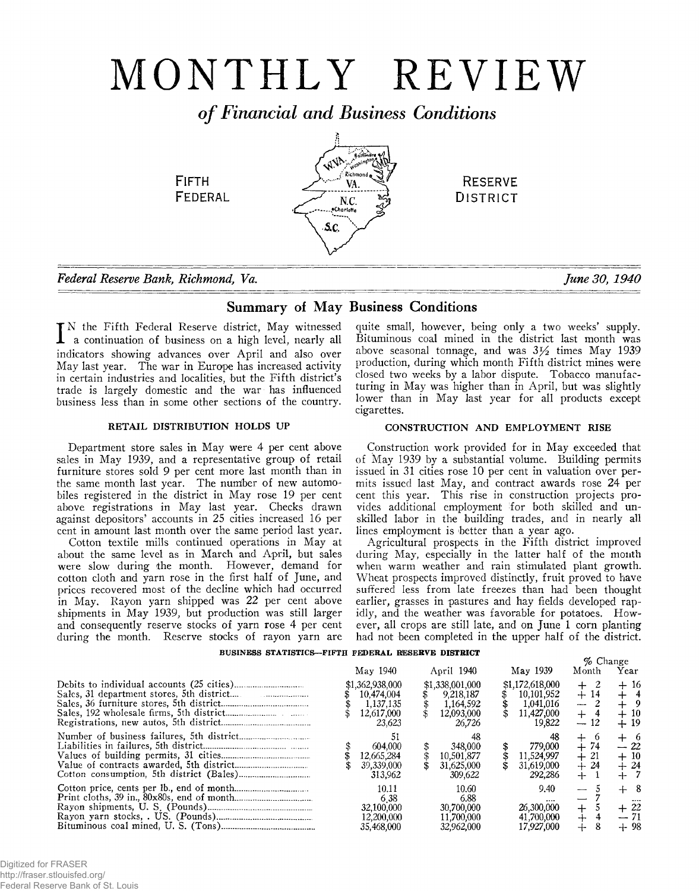# MONTHLY REVIEW

## *of Financial and Business Conditions*

FIFTH FEDERAL RESERVE DISTRICT

*Federal Reserve Bank, Richmond, Va.* *June 30, 1940*

## Summary of May Business Conditions

In the Fifth Federal Reserve district, May witnessed a continuation of business on a high level, nearly all indicators showing advances over April and also over May last year. The war in Europe has increased activity in certain industries and localities, but the Fifth district's trade is largely domestic and the war has influenced business less than in some other sections of the country.

### RETAIL DISTRIBUTION HOLDS UP

Department store sales in May were 4 per cent above sales in May 1939, and a representative group of retail furniture stores sold 9 per cent more last month than in the same month last year. The number of new automobiles registered in the district in May rose 19 per cent above registrations in May last year. Checks drawn against depositors' accounts in 25 cities increased 16 per cent in amount last month over the same period last year.

Cotton textile mills continued operations in May at about the same level as in March and April, but sales were slow during the month. However, demand for cotton cloth and yarn rose in the first half of June, and prices recovered most of the decline which had occurred in May. Rayon yarn shipped was 22 per cent above shipments in May 1939, but production was still larger and consequently reserve stocks of yarn rose 4 per cent during the month. Reserve stocks of rayon yarn are quite small, however, being only a two weeks' supply. Bituminous coal mined in the district last month was above seasonal tonnage, and was 3½ times May 1939 production, during which month Fifth district mines were closed two weeks by a labor dispute. Tobacco manufacturing in May was higher than in April, but was slightly lower than in May last year for all products except cigarettes.

### CONSTRUCTION AND EMPLOYMENT RISE

Construction work provided for in May exceeded that of May 1939 by a substantial volume. Building permits issued in 31 cities rose 10 per cent in valuation over permits issued last May, and contract awards rose 24 per cent this year. This rise in construction projects provides additional employment for both skilled and unskilled labor in the building trades, and in nearly all lines employment is better than a year ago.

Agricultural prospects in the Fifth district improved during May, especially in the latter half of the month when warm weather and rain stimulated plant growth. Wheat prospects improved distinctly, fruit proved to have suffered less from late freezes than had been thought earlier, grasses in pastures and hay fields developed rapidly, and the weather was favorable for potatoes. However, all crops are still late, and on June 1 corn planting had not been completed in the upper half of the district.

**BUSINESS STATISTICS—FIFTH FEDERAL RESERVE DISTRICT**

| | May 1940 | April 1940 | May 1939 | % Change Month | % Change Year |
|---|---|---|---|---|---|
| Debits to individual accounts (25 cities) | $1,362,938,000 | $1,338,001,000 | $1,172,618,000 | + 2 | + 16 |
| Sales, 31 department stores, 5th district | $ 10,474,004 | $ 9,218,187 | $ 10,101,952 | + 14 | + 4 |
| Sales, 36 furniture stores, 5th district | $ 1,137,135 | $ 1,164,592 | $ 1,041,016 | — 2 | + 9 |
| Sales, 192 wholesale firms, 5th district | $ 12,617,000 | $ 12,093,000 | $ 11,427,000 | + 4 | + 10 |
| Registrations, new autos, 5th district | 23,623 | 26,726 | 19,822 | — 12 | + 19 |
| Number of business failures, 5th district | 51 | 48 | 48 | + 6 | + 6 |
| Liabilities in failures, 5th district | $ 604,000 | $ 348,000 | $ 779,000 | + 74 | — 22 |
| Values of building permits, 31 cities | $ 12,665,284 | $ 10,501,877 | $ 11,524,997 | + 21 | + 10 |
| Value of contracts awarded, 5th district | $ 39,339,000 | $ 31,625,000 | $ 31,619,000 | + 24 | + 24 |
| Cotton consumption, 5th district (Bales) | 313,962 | 309,622 | 292,286 | + 1 | + 7 |
| Cotton price, cents per lb., end of month | 10.11 | 10.60 | 9.40 | — 5 | + 8 |
| Print cloths, 39 in., 80x80s, end of month | 6.38 | 6.88 | .... | — 7 | .... |
| Rayon shipments, U. S. (Pounds) | 32,100,000 | 30,700,000 | 26,300,000 | + 5 | + 22 |
| Rayon yarn stocks, U. S. (Pounds) | 12,200,000 | 11,700,000 | 41,700,000 | + 4 | — 71 |
| Bituminous coal mined, U. S. (Tons) | 35,468,000 | 32,962,000 | 17,927,000 | + 8 | + 98 |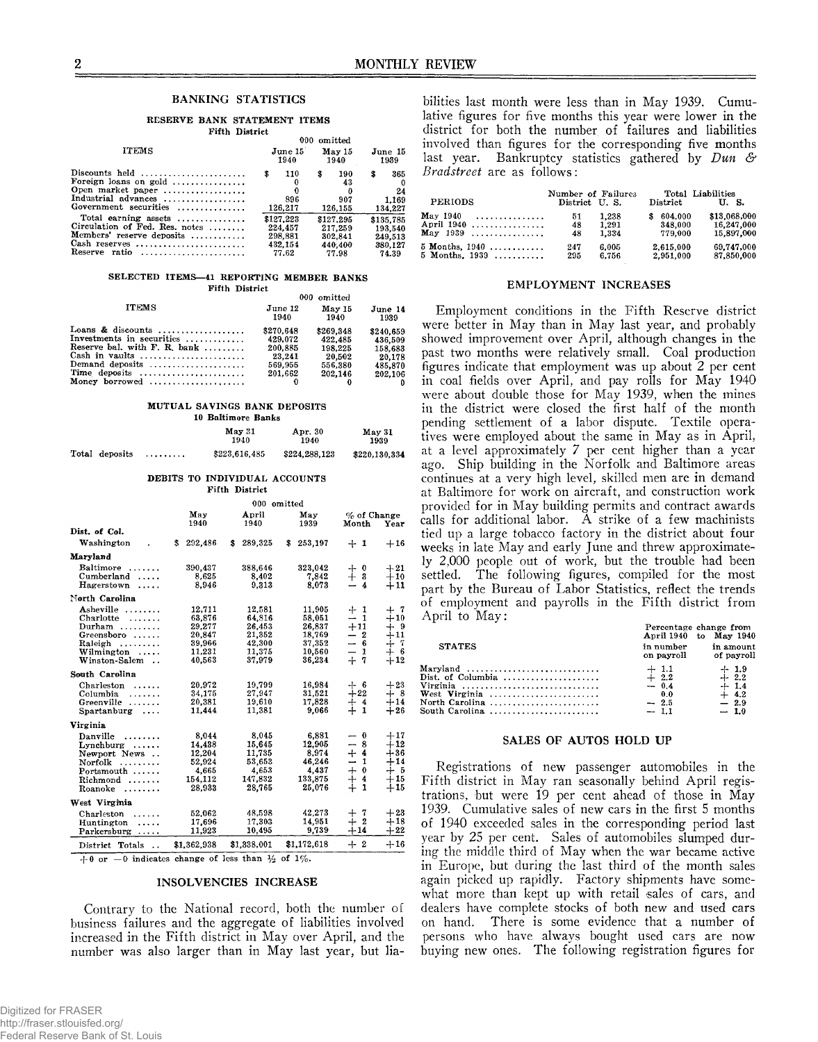## BANKING STATISTICS

### RESERVE BANK STATEMENT ITEMS

Fifth District

| ITEMS | June 15 1940 | May 15 1940 | June 15 1939 |
|---|---|---|---|
| | 000 omitted | | |
| Discounts held | $ 110 | $ 190 | $ 365 |
| Foreign loans on gold | 0 | 43 | 0 |
| Open market paper | 0 | 0 | 24 |
| Industrial advances | 896 | 907 | 1,169 |
| Government securities | 126,217 | 126,155 | 134,227 |
| Total earning assets | $127,223 | $127,295 | $135,785 |
| Circulation of Fed. Res. notes | 224,457 | 217,259 | 193,540 |
| Members' reserve deposits | 298,881 | 302,841 | 249,513 |
| Cash reserves | 432,154 | 440,400 | 380,127 |
| Reserve ratio | 77.62 | 77.98 | 74.39 |

### SELECTED ITEMS—41 REPORTING MEMBER BANKS

Fifth District

| ITEMS | June 12 1940 | May 15 1940 | June 14 1939 |
|---|---|---|---|
| | 000 omitted | | |
| Loans & discounts | $270,648 | $269,848 | $240,659 |
| Investments in securities | 429,072 | 422,485 | 436,509 |
| Reserve bal. with F. R. bank | 200,885 | 198,225 | 158,683 |
| Cash in vaults | 23,241 | 20,502 | 20,178 |
| Demand deposits | 569,955 | 556,380 | 485,870 |
| Time deposits | 201,662 | 202,146 | 202,106 |
| Money borrowed | 0 | 0 | 0 |

### MUTUAL SAVINGS BANK DEPOSITS

10 Baltimore Banks

| | May 31 1940 | Apr. 30 1940 | May 31 1939 |
|---|---|---|---|
| Total deposits | $223,616,485 | $224,288,123 | $220,130,334 |

### DEBITS TO INDIVIDUAL ACCOUNTS

Fifth District

| | May 1940 | April 1940 | May 1939 | % of Change Month | % of Change Year |
|---|---|---|---|---|---|
| | 000 omitted | | | | |
| **Dist. of Col.** | | | | | |
| Washington | $ 292,486 | $ 289,325 | $ 253,197 | + 1 | +16 |
| **Maryland** | | | | | |
| Baltimore | 390,437 | 388,646 | 323,042 | + 0 | +21 |
| Cumberland | 8,625 | 8,402 | 7,842 | + 3 | +10 |
| Hagerstown | 8,946 | 9,313 | 8,073 | − 4 | +11 |
| **North Carolina** | | | | | |
| Asheville | 12,711 | 12,581 | 11,905 | + 1 | + 7 |
| Charlotte | 63,876 | 64,816 | 58,051 | − 1 | +10 |
| Durham | 29,277 | 26,453 | 26,837 | +11 | + 9 |
| Greensboro | 20,847 | 21,352 | 18,769 | − 2 | +11 |
| Raleigh | 39,966 | 42,300 | 37,352 | − 6 | + 7 |
| Wilmington | 11,231 | 11,375 | 10,560 | − 1 | + 6 |
| Winston-Salem | 40,563 | 37,979 | 36,234 | + 7 | +12 |
| **South Carolina** | | | | | |
| Charleston | 20,972 | 19,799 | 16,984 | + 6 | +23 |
| Columbia | 34,175 | 27,947 | 31,521 | +22 | + 8 |
| Greenville | 20,381 | 19,610 | 17,828 | + 4 | +14 |
| Spartanburg | 11,444 | 11,381 | 9,066 | + 1 | +26 |
| **Virginia** | | | | | |
| Danville | 8,044 | 8,045 | 6,881 | − 0 | +17 |
| Lynchburg | 14,438 | 15,645 | 12,905 | − 8 | +12 |
| Newport News | 12,204 | 11,735 | 8,974 | + 4 | +36 |
| Norfolk | 52,924 | 53,653 | 46,246 | − 1 | +14 |
| Portsmouth | 4,665 | 4,653 | 4,437 | + 0 | + 5 |
| Richmond | 154,112 | 147,832 | 133,875 | + 4 | +15 |
| Roanoke | 28,933 | 28,765 | 25,076 | + 1 | +15 |
| **West Virginia** | | | | | |
| Charleston | 52,062 | 48,598 | 42,273 | + 7 | +23 |
| Huntington | 17,696 | 17,303 | 14,951 | + 2 | +18 |
| Parkersburg | 11,923 | 10,495 | 9,739 | +14 | +22 |
| District Totals | $1,362,938 | $1,338,001 | $1,172,618 | + 2 | +16 |

+0 or −0 indicates change of less than ½ of 1%.

## INSOLVENCIES INCREASE

Contrary to the National record, both the number of business failures and the aggregate of liabilities involved increased in the Fifth district in May over April, and the number was also larger than in May last year, but liabilities last month were less than in May 1939. Cumulative figures for five months this year were lower in the district for both the number of failures and liabilities involved than figures for the corresponding five months last year. Bankruptcy statistics gathered by *Dun & Bradstreet* are as follows:

| PERIODS | Number of Failures District | Number of Failures U. S. | Total Liabilities District | Total Liabilities U. S. |
|---|---|---|---|---|
| May 1940 | 51 | 1,238 | $ 604,000 | $13,068,000 |
| April 1940 | 48 | 1,291 | 348,000 | 16,247,000 |
| May 1939 | 48 | 1,334 | 779,000 | 15,897,000 |
| 5 Months, 1940 | 247 | 6,005 | 2,615,000 | 69,747,000 |
| 5 Months, 1939 | 295 | 6,756 | 2,951,000 | 87,850,000 |

## EMPLOYMENT INCREASES

Employment conditions in the Fifth Reserve district were better in May than in May last year, and probably showed improvement over April, although changes in the past two months were relatively small. Coal production figures indicate that employment was up about 2 per cent in coal fields over April, and pay rolls for May 1940 were about double those for May 1939, when the mines in the district were closed the first half of the month pending settlement of a labor dispute. Textile operatives were employed about the same in May as in April, at a level approximately 7 per cent higher than a year ago. Ship building in the Norfolk and Baltimore areas continues at a very high level, skilled men are in demand at Baltimore for work on aircraft, and construction work provided for in May building permits and contract awards calls for additional labor. A strike of a few machinists tied up a large tobacco factory in the district about four weeks in late May and early June and threw approximately 2,000 people out of work, but the trouble had been settled. The following figures, compiled for the most part by the Bureau of Labor Statistics, reflect the trends of employment and payrolls in the Fifth district from April to May:

| STATES | Percentage change from April 1940 to May 1940: in number on payroll | in amount of payroll |
|---|---|---|
| Maryland | + 1.1 | + 1.9 |
| Dist. of Columbia | + 2.2 | + 2.2 |
| Virginia | − 0.4 | + 1.4 |
| West Virginia | 0.0 | + 4.2 |
| North Carolina | − 2.5 | − 2.9 |
| South Carolina | − 1.1 | − 1.0 |

## SALES OF AUTOS HOLD UP

Registrations of new passenger automobiles in the Fifth district in May ran seasonally behind April registrations, but were 19 per cent ahead of those in May 1939. Cumulative sales of new cars in the first 5 months of 1940 exceeded sales in the corresponding period last year by 25 per cent. Sales of automobiles slumped during the middle third of May when the war became active in Europe, but during the last third of the month sales again picked up rapidly. Factory shipments have somewhat more than kept up with retail sales of cars, and dealers have complete stocks of both new and used cars on hand. There is some evidence that a number of persons who have always bought used cars are now buying new ones. The following registration figures for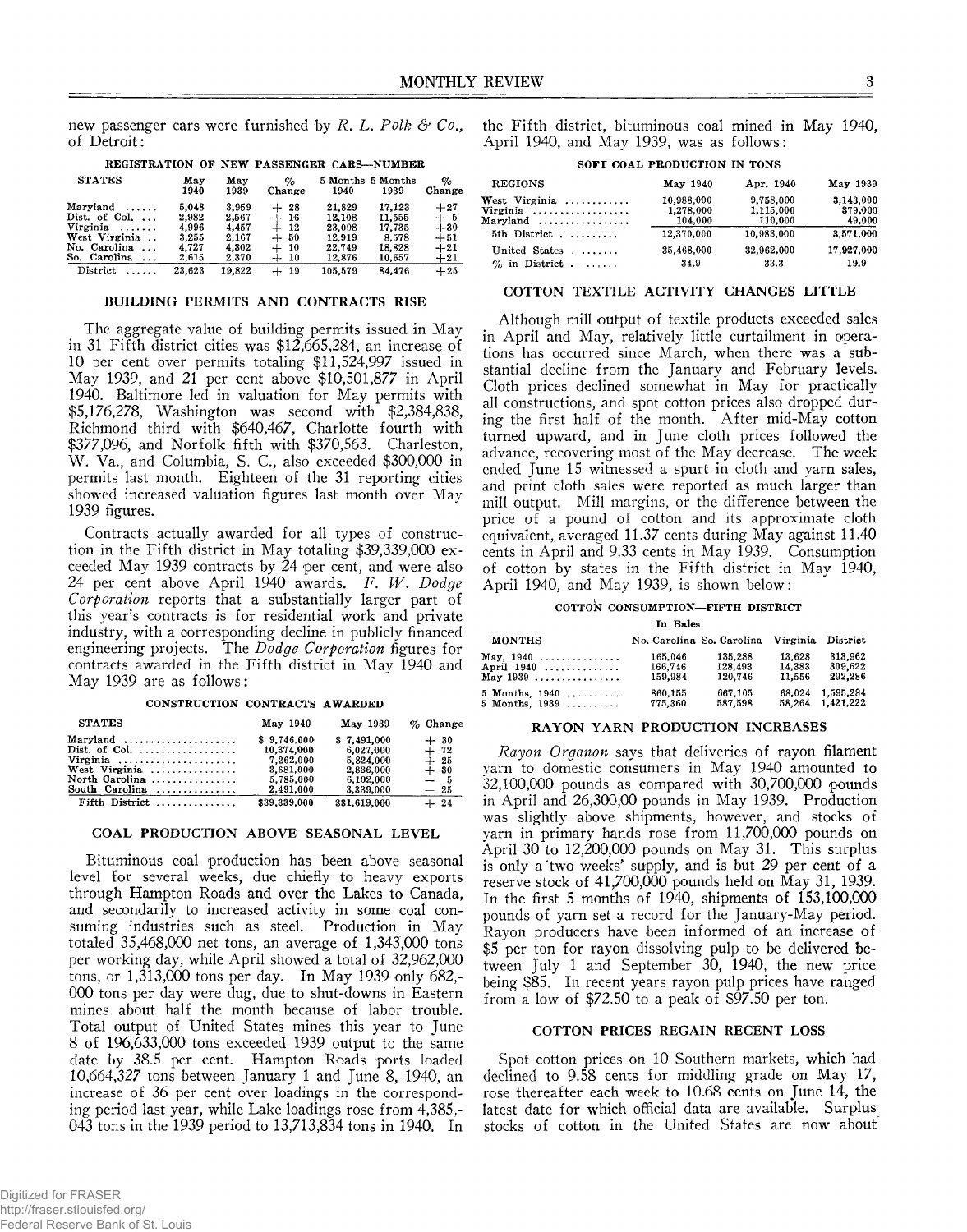new passenger cars were furnished by *R. L. Polk & Co.*, of Detroit:

REGISTRATION OF NEW PASSENGER CARS—NUMBER

| STATES | May 1940 | May 1939 | % Change | 5 Months 1940 | 5 Months 1939 | % Change |
|---|---|---|---|---|---|---|
| Maryland | 5,048 | 3,959 | + 28 | 21,829 | 17,123 | +27 |
| Dist. of Col. | 2,982 | 2,567 | + 16 | 12,108 | 11,555 | + 5 |
| Virginia | 4,996 | 4,457 | + 12 | 23,098 | 17,735 | +30 |
| West Virginia | 3,255 | 2,167 | + 50 | 12,919 | 8,578 | +51 |
| No. Carolina | 4,727 | 4,302 | + 10 | 22,749 | 18,828 | +21 |
| So. Carolina | 2,615 | 2,370 | + 10 | 12,876 | 10,657 | +21 |
| District | 23,623 | 19,822 | + 19 | 105,579 | 84,476 | +25 |

## BUILDING PERMITS AND CONTRACTS RISE

The aggregate value of building permits issued in May in 31 Fifth district cities was $12,665,284, an increase of 10 per cent over permits totaling $11,524,997 issued in May 1939, and 21 per cent above $10,501,877 in April 1940. Baltimore led in valuation for May permits with $5,176,278, Washington was second with $2,384,838, Richmond third with $640,467, Charlotte fourth with $377,096, and Norfolk fifth with $370,563. Charleston, W. Va., and Columbia, S. C., also exceeded $300,000 in permits last month. Eighteen of the 31 reporting cities showed increased valuation figures last month over May 1939 figures.

Contracts actually awarded for all types of construction in the Fifth district in May totaling $39,339,000 exceeded May 1939 contracts by 24 per cent, and were also 24 per cent above April 1940 awards. *F. W. Dodge Corporation* reports that a substantially larger part of this year's contracts is for residential work and private industry, with a corresponding decline in publicly financed engineering projects. The *Dodge Corporation* figures for contracts awarded in the Fifth district in May 1940 and May 1939 are as follows:

CONSTRUCTION CONTRACTS AWARDED

| STATES | May 1940 | May 1939 | % Change |
|---|---|---|---|
| Maryland | $ 9,746,000 | $ 7,491,000 | + 30 |
| Dist. of Col. | 10,374,000 | 6,027,000 | + 72 |
| Virginia | 7,262,000 | 5,824,000 | + 25 |
| West Virginia | 3,681,000 | 2,836,000 | + 30 |
| North Carolina | 5,785,000 | 6,102,000 | − 5 |
| South Carolina | 2,491,000 | 3,339,000 | − 25 |
| Fifth District | $39,339,000 | $31,619,000 | + 24 |

## COAL PRODUCTION ABOVE SEASONAL LEVEL

Bituminous coal production has been above seasonal level for several weeks, due chiefly to heavy exports through Hampton Roads and over the Lakes to Canada, and secondarily to increased activity in some coal consuming industries such as steel. Production in May totaled 35,468,000 net tons, an average of 1,343,000 tons per working day, while April showed a total of 32,962,000 tons, or 1,313,000 tons per day. In May 1939 only 682,000 tons per day were dug, due to shut-downs in Eastern mines about half the month because of labor trouble. Total output of United States mines this year to June 8 of 196,633,000 tons exceeded 1939 output to the same date by 38.5 per cent. Hampton Roads ports loaded 10,664,327 tons between January 1 and June 8, 1940, an increase of 36 per cent over loadings in the corresponding period last year, while Lake loadings rose from 4,385,043 tons in the 1939 period to 13,713,834 tons in 1940. In the Fifth district, bituminous coal mined in May 1940, April 1940, and May 1939, was as follows:

SOFT COAL PRODUCTION IN TONS

| REGIONS | May 1940 | Apr. 1940 | May 1939 |
|---|---|---|---|
| West Virginia | 10,988,000 | 9,758,000 | 3,143,000 |
| Virginia | 1,278,000 | 1,115,000 | 379,000 |
| Maryland | 104,000 | 110,000 | 49,000 |
| 5th District | 12,370,000 | 10,983,000 | 3,571,000 |
| United States | 35,468,000 | 32,962,000 | 17,927,000 |
| % in District | 34.9 | 33.3 | 19.9 |

## COTTON TEXTILE ACTIVITY CHANGES LITTLE

Although mill output of textile products exceeded sales in April and May, relatively little curtailment in operations has occurred since March, when there was a substantial decline from the January and February levels. Cloth prices declined somewhat in May for practically all constructions, and spot cotton prices also dropped during the first half of the month. After mid-May cotton turned upward, and in June cloth prices followed the advance, recovering most of the May decrease. The week ended June 15 witnessed a spurt in cloth and yarn sales, and print cloth sales were reported as much larger than mill output. Mill margins, or the difference between the price of a pound of cotton and its approximate cloth equivalent, averaged 11.37 cents during May against 11.40 cents in April and 9.33 cents in May 1939. Consumption of cotton by states in the Fifth district in May 1940, April 1940, and May 1939, is shown below:

COTTON CONSUMPTION—FIFTH DISTRICT

In Bales

| MONTHS | No. Carolina | So. Carolina | Virginia | District |
|---|---|---|---|---|
| May, 1940 | 165,046 | 135,288 | 13,628 | 313,962 |
| April 1940 | 166,746 | 128,493 | 14,383 | 309,622 |
| May 1939 | 159,984 | 120,746 | 11,556 | 292,286 |
| 5 Months, 1940 | 860,155 | 667,105 | 68,024 | 1,595,284 |
| 5 Months, 1939 | 775,360 | 587,598 | 58,264 | 1,421,222 |

## RAYON YARN PRODUCTION INCREASES

*Rayon Organon* says that deliveries of rayon filament yarn to domestic consumers in May 1940 amounted to 32,100,000 pounds as compared with 30,700,000 pounds in April and 26,300,00 pounds in May 1939. Production was slightly above shipments, however, and stocks of yarn in primary hands rose from 11,700,000 pounds on April 30 to 12,200,000 pounds on May 31. This surplus is only a two weeks' supply, and is but 29 per cent of a reserve stock of 41,700,000 pounds held on May 31, 1939. In the first 5 months of 1940, shipments of 153,100,000 pounds of yarn set a record for the January-May period. Rayon producers have been informed of an increase of $5 per ton for rayon dissolving pulp to be delivered between July 1 and September 30, 1940, the new price being $85. In recent years rayon pulp prices have ranged from a low of $72.50 to a peak of $97.50 per ton.

## COTTON PRICES REGAIN RECENT LOSS

Spot cotton prices on 10 Southern markets, which had declined to 9.58 cents for middling grade on May 17, rose thereafter each week to 10.68 cents on June 14, the latest date for which official data are available. Surplus stocks of cotton in the United States are now about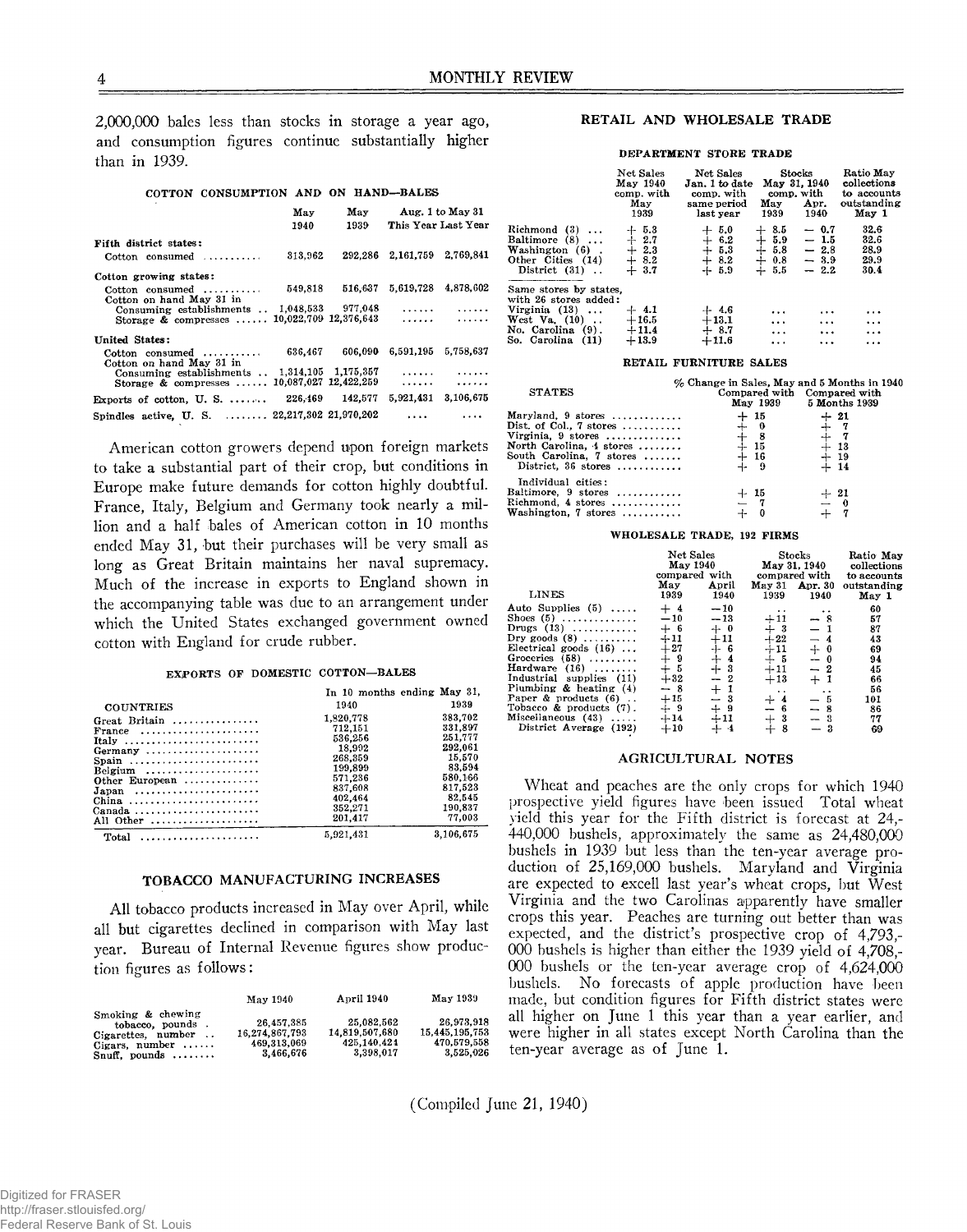2,000,000 bales less than stocks in storage a year ago, and consumption figures continue substantially higher than in 1939.

#### COTTON CONSUMPTION AND ON HAND—BALES

| | May 1940 | May 1939 | Aug. 1 to May 31 This Year | Last Year |
|---|---|---|---|---|
| **Fifth district states:** | | | | |
| Cotton consumed | 313,962 | 292,286 | 2,161,759 | 2,769,841 |
| **Cotton growing states:** | | | | |
| Cotton consumed | 549,818 | 516,637 | 5,619,728 | 4,878,602 |
| Cotton on hand May 31 in | | | | |
| Consuming establishments | 1,048,533 | 977,048 | ...... | ...... |
| Storage & compresses | 10,022,709 | 12,376,643 | ...... | ...... |
| **United States:** | | | | |
| Cotton consumed | 636,467 | 606,090 | 6,591,195 | 5,758,637 |
| Cotton on hand May 31 in | | | | |
| Consuming establishments | 1,314,105 | 1,175,357 | ...... | ...... |
| Storage & compresses | 10,087,027 | 12,422,259 | ...... | ...... |
| Exports of cotton, U. S. | 226,469 | 142,577 | 5,921,431 | 3,106,675 |
| Spindles active, U. S. | 22,217,302 | 21,970,202 | .... | .... |

American cotton growers depend upon foreign markets to take a substantial part of their crop, but conditions in Europe make future demands for cotton highly doubtful. France, Italy, Belgium and Germany took nearly a million and a half bales of American cotton in 10 months ended May 31, but their purchases will be very small as long as Great Britain maintains her naval supremacy. Much of the increase in exports to England shown in the accompanying table was due to an arrangement under which the United States exchanged government owned cotton with England for crude rubber.

#### EXPORTS OF DOMESTIC COTTON—BALES

| COUNTRIES | In 10 months ending May 31, 1940 | 1939 |
|---|---|---|
| Great Britain | 1,820,778 | 383,702 |
| France | 712,151 | 331,897 |
| Italy | 536,256 | 251,777 |
| Germany | 18,992 | 292,061 |
| Spain | 268,359 | 15,570 |
| Belgium | 199,899 | 83,594 |
| Other European | 571,236 | 580,166 |
| Japan | 837,608 | 817,523 |
| China | 402,464 | 82,545 |
| Canada | 352,271 | 190,837 |
| All Other | 201,417 | 77,003 |
| Total | 5,921,431 | 3,106,675 |

## TOBACCO MANUFACTURING INCREASES

All tobacco products increased in May over April, while all but cigarettes declined in comparison with May last year. Bureau of Internal Revenue figures show production figures as follows:

| | May 1940 | April 1940 | May 1939 |
|---|---|---|---|
| Smoking & chewing tobacco, pounds | 26,457,385 | 25,082,562 | 26,973,918 |
| Cigarettes, number | 16,274,867,793 | 14,819,507,680 | 15,445,195,753 |
| Cigars, number | 469,313,069 | 425,140,424 | 470,579,558 |
| Snuff, pounds | 3,466,676 | 3,398,017 | 3,525,026 |

## RETAIL AND WHOLESALE TRADE

#### DEPARTMENT STORE TRADE

| | Net Sales May 1940 comp. with May 1939 | Net Sales Jan. 1 to date comp. with same period last year | Stocks May 31, 1940 comp. with May 1939 | Stocks comp. with Apr. 1940 | Ratio May collections to accounts outstanding May 1 |
|---|---|---|---|---|---|
| Richmond (3) | + 5.3 | + 5.0 | + 8.5 | − 0.7 | 32.6 |
| Baltimore (8) | + 2.7 | + 6.2 | + 5.9 | − 1.5 | 32.6 |
| Washington (6) | + 2.3 | + 5.3 | + 5.8 | − 2.8 | 28.9 |
| Other Cities (14) | + 8.2 | + 8.2 | + 0.8 | − 3.9 | 29.9 |
| District (31) | + 3.7 | + 5.9 | + 5.5 | − 2.2 | 30.4 |
| Same stores by states, with 26 stores added: | | | | | |
| Virginia (13) | + 4.1 | + 4.6 | ... | ... | ... |
| West Va. (10) | +16.5 | +13.1 | ... | ... | ... |
| No. Carolina (9) | +11.4 | + 8.7 | ... | ... | ... |
| So. Carolina (11) | +13.9 | +11.6 | ... | ... | ... |

#### RETAIL FURNITURE SALES

| STATES | % Change in Sales, May and 5 Months in 1940 Compared with May 1939 | Compared with 5 Months 1939 |
|---|---|---|
| Maryland, 9 stores | + 15 | + 21 |
| Dist. of Col., 7 stores | + 0 | + 7 |
| Virginia, 9 stores | + 8 | + 7 |
| North Carolina, 4 stores | + 15 | + 13 |
| South Carolina, 7 stores | + 16 | + 19 |
| District, 36 stores | + 9 | + 14 |
| Individual cities: | | |
| Baltimore, 9 stores | + 15 | + 21 |
| Richmond, 4 stores | − 7 | − 0 |
| Washington, 7 stores | + 0 | + 7 |

#### WHOLESALE TRADE, 192 FIRMS

| LINES | Net Sales May 1940 compared with May 1939 | April 1940 | Stocks May 31, 1940 compared with May 31 1939 | Apr. 30 1940 | Ratio May collections to accounts outstanding May 1 |
|---|---|---|---|---|---|
| Auto Supplies (5) | + 4 | −10 | .. | .. | 60 |
| Shoes (5) | −10 | −13 | +11 | − 8 | 57 |
| Drugs (13) | + 6 | + 0 | + 3 | − 1 | 87 |
| Dry goods (8) | +11 | +11 | +22 | − 4 | 43 |
| Electrical goods (16) | +27 | + 6 | +11 | + 0 | 69 |
| Groceries (58) | + 9 | + 4 | + 5 | − 0 | 94 |
| Hardware (16) | + 5 | + 3 | +11 | − 2 | 45 |
| Industrial supplies (11) | +32 | − 2 | +13 | + 1 | 66 |
| Plumbing & heating (4) | − 8 | + 1 | .. | .. | 56 |
| Paper & products (6) | +15 | − 3 | + 4 | − 5 | 101 |
| Tobacco & products (7) | + 9 | + 9 | − 6 | − 8 | 86 |
| Miscellaneous (43) | +14 | +11 | + 3 | − 3 | 77 |
| District Average (192) | +10 | + 4 | + 8 | − 3 | 69 |

## AGRICULTURAL NOTES

Wheat and peaches are the only crops for which 1940 prospective yield figures have been issued Total wheat yield this year for the Fifth district is forecast at 24,440,000 bushels, approximately the same as 24,480,000 bushels in 1939 but less than the ten-year average production of 25,169,000 bushels. Maryland and Virginia are expected to excell last year's wheat crops, but West Virginia and the two Carolinas apparently have smaller crops this year. Peaches are turning out better than was expected, and the district's prospective crop of 4,793,000 bushels is higher than either the 1939 yield of 4,708,000 bushels or the ten-year average crop of 4,624,000 bushels. No forecasts of apple production have been made, but condition figures for Fifth district states were all higher on June 1 this year than a year earlier, and were higher in all states except North Carolina than the ten-year average as of June 1.

(Compiled June 21, 1940)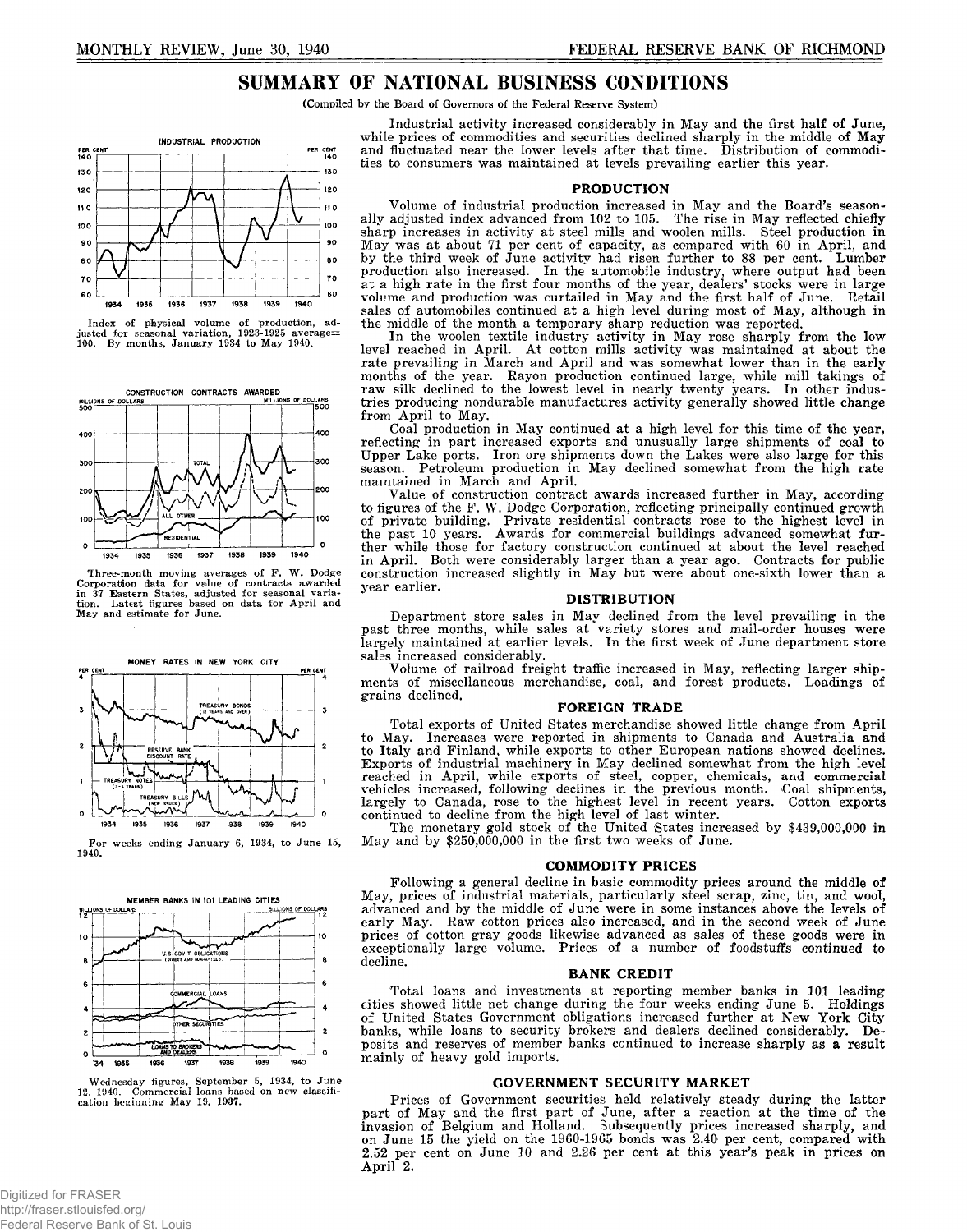# SUMMARY OF NATIONAL BUSINESS CONDITIONS

(Compiled by the Board of Governors of the Federal Reserve System)

INDUSTRIAL PRODUCTION

PER CENT 140 130 120 110 100 90 80 70 60

1934 1935 1936 1937 1938 1939 1940

Index of physical volume of production, adjusted for seasonal variation, 1923-1925 average=100. By months, January 1934 to May 1940.

CONSTRUCTION CONTRACTS AWARDED

MILLIONS OF DOLLARS 500 400 300 200 100 0

TOTAL

ALL OTHER

RESIDENTIAL

1934 1935 1936 1937 1938 1939 1940

Three-month moving averages of F. W. Dodge Corporation data for value of contracts awarded in 37 Eastern States, adjusted for seasonal variation. Latest figures based on data for April and May and estimate for June.

MONEY RATES IN NEW YORK CITY

PER CENT 4 3 2 1 0

TREASURY BONDS (12 YEARS AND OVER)

RESERVE BANK DISCOUNT RATE

TREASURY NOTES (3-5 YEARS)

TREASURY BILLS (NEW ISSUES)

1934 1935 1936 1937 1938 1939 1940

For weeks ending January 6, 1934, to June 15, 1940.

MEMBER BANKS IN 101 LEADING CITIES

BILLIONS OF DOLLARS 12 10 8 6 4 2 0

U.S. GOV'T OBLIGATIONS (DIRECT AND GUARANTEED)

COMMERCIAL LOANS

OTHER SECURITIES

LOANS TO BROKERS AND DEALERS

'34 1935 1936 1937 1938 1939 1940

Wednesday figures, September 5, 1934, to June 12, 1940. Commercial loans based on new classification beginning May 19, 1937.

Industrial activity increased considerably in May and the first half of June, while prices of commodities and securities declined sharply in the middle of May and fluctuated near the lower levels after that time. Distribution of commodities to consumers was maintained at levels prevailing earlier this year.

## PRODUCTION

Volume of industrial production increased in May and the Board's seasonally adjusted index advanced from 102 to 105. The rise in May reflected chiefly sharp increases in activity at steel mills and woolen mills. Steel production in May was at about 71 per cent of capacity, as compared with 60 in April, and by the third week of June activity had risen further to 88 per cent. Lumber production also increased. In the automobile industry, where output had been at a high rate in the first four months of the year, dealers' stocks were in large volume and production was curtailed in May and the first half of June. Retail sales of automobiles continued at a high level during most of May, although in the middle of the month a temporary sharp reduction was reported.

In the woolen textile industry activity in May rose sharply from the low level reached in April. At cotton mills activity was maintained at about the rate prevailing in March and April and was somewhat lower than in the early months of the year. Rayon production continued large, while mill takings of raw silk declined to the lowest level in nearly twenty years. In other industries producing nondurable manufactures activity generally showed little change from April to May.

Coal production in May continued at a high level for this time of the year, reflecting in part increased exports and unusually large shipments of coal to Upper Lake ports. Iron ore shipments down the Lakes were also large for this season. Petroleum production in May declined somewhat from the high rate maintained in March and April.

Value of construction contract awards increased further in May, according to figures of the F. W. Dodge Corporation, reflecting principally continued growth of private building. Private residential contracts rose to the highest level in the past 10 years. Awards for commercial buildings advanced somewhat further while those for factory construction continued at about the level reached in April. Both were considerably larger than a year ago. Contracts for public construction increased slightly in May but were about one-sixth lower than a year earlier.

## DISTRIBUTION

Department store sales in May declined from the level prevailing in the past three months, while sales at variety stores and mail-order houses were largely maintained at earlier levels. In the first week of June department store sales increased considerably.

Volume of railroad freight traffic increased in May, reflecting larger shipments of miscellaneous merchandise, coal, and forest products. Loadings of grains declined.

## FOREIGN TRADE

Total exports of United States merchandise showed little change from April to May. Increases were reported in shipments to Canada and Australia and to Italy and Finland, while exports to other European nations showed declines. Exports of industrial machinery in May declined somewhat from the high level reached in April, while exports of steel, copper, chemicals, and commercial vehicles increased, following declines in the previous month. Coal shipments, largely to Canada, rose to the highest level in recent years. Cotton exports continued to decline from the high level of last winter.

The monetary gold stock of the United States increased by $439,000,000 in May and by $250,000,000 in the first two weeks of June.

## COMMODITY PRICES

Following a general decline in basic commodity prices around the middle of May, prices of industrial materials, particularly steel scrap, zinc, tin, and wool, advanced and by the middle of June were in some instances above the levels of early May. Raw cotton prices also increased, and in the second week of June prices of cotton gray goods likewise advanced as sales of these goods were in exceptionally large volume. Prices of a number of foodstuffs continued to decline.

## BANK CREDIT

Total loans and investments at reporting member banks in 101 leading cities showed little net change during the four weeks ending June 5. Holdings of United States Government obligations increased further at New York City banks, while loans to security brokers and dealers declined considerably. Deposits and reserves of member banks continued to increase sharply as a result mainly of heavy gold imports.

## GOVERNMENT SECURITY MARKET

Prices of Government securities held relatively steady during the latter part of May and the first part of June, after a reaction at the time of the invasion of Belgium and Holland. Subsequently prices increased sharply, and on June 15 the yield on the 1960-1965 bonds was 2.40 per cent, compared with 2.52 per cent on June 10 and 2.26 per cent at this year's peak in prices on April 2.